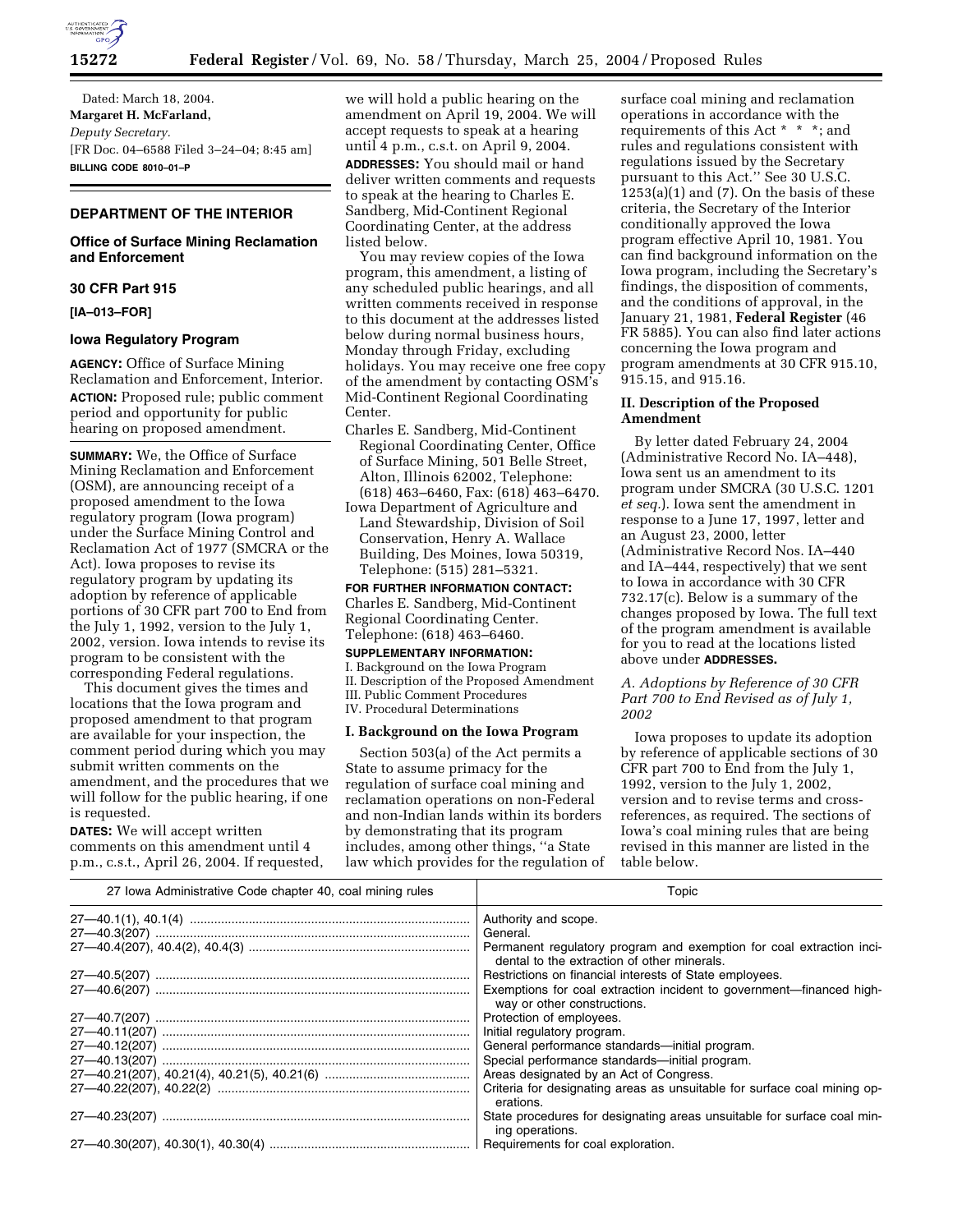Dated: March 18, 2004.

**Margaret H. McFarland,**

*Deputy Secretary.*

[FR Doc. 04–6588 Filed 3–24–04; 8:45 am]

**BILLING CODE 8010–01–P**

## DEPARTMENT OF THE INTERIOR

### Office of Surface Mining Reclamation and Enforcement

### 30 CFR Part 915

**[IA–013–FOR]**

### Iowa Regulatory Program

**AGENCY:** Office of Surface Mining Reclamation and Enforcement, Interior.

**ACTION:** Proposed rule; public comment period and opportunity for public hearing on proposed amendment.

**SUMMARY:** We, the Office of Surface Mining Reclamation and Enforcement (OSM), are announcing receipt of a proposed amendment to the Iowa regulatory program (Iowa program) under the Surface Mining Control and Reclamation Act of 1977 (SMCRA or the Act). Iowa proposes to revise its regulatory program by updating its adoption by reference of applicable portions of 30 CFR part 700 to End from the July 1, 1992, version to the July 1, 2002, version. Iowa intends to revise its program to be consistent with the corresponding Federal regulations.

This document gives the times and locations that the Iowa program and proposed amendment to that program are available for your inspection, the comment period during which you may submit written comments on the amendment, and the procedures that we will follow for the public hearing, if one is requested.

**DATES:** We will accept written comments on this amendment until 4 p.m., c.s.t., April 26, 2004. If requested, we will hold a public hearing on the amendment on April 19, 2004. We will accept requests to speak at a hearing until 4 p.m., c.s.t. on April 9, 2004.

**ADDRESSES:** You should mail or hand deliver written comments and requests to speak at the hearing to Charles E. Sandberg, Mid-Continent Regional Coordinating Center, at the address listed below.

You may review copies of the Iowa program, this amendment, a listing of any scheduled public hearings, and all written comments received in response to this document at the addresses listed below during normal business hours, Monday through Friday, excluding holidays. You may receive one free copy of the amendment by contacting OSM's Mid-Continent Regional Coordinating Center.

Charles E. Sandberg, Mid-Continent Regional Coordinating Center, Office of Surface Mining, 501 Belle Street, Alton, Illinois 62002, Telephone: (618) 463–6460, Fax: (618) 463–6470.

Iowa Department of Agriculture and Land Stewardship, Division of Soil Conservation, Henry A. Wallace Building, Des Moines, Iowa 50319, Telephone: (515) 281–5321.

**FOR FURTHER INFORMATION CONTACT:** Charles E. Sandberg, Mid-Continent Regional Coordinating Center. Telephone: (618) 463–6460.

**SUPPLEMENTARY INFORMATION:**

I. Background on the Iowa Program
II. Description of the Proposed Amendment
III. Public Comment Procedures
IV. Procedural Determinations

### I. Background on the Iowa Program

Section 503(a) of the Act permits a State to assume primacy for the regulation of surface coal mining and reclamation operations on non-Federal and non-Indian lands within its borders by demonstrating that its program includes, among other things, "a State law which provides for the regulation of surface coal mining and reclamation operations in accordance with the requirements of this Act * * *; and rules and regulations consistent with regulations issued by the Secretary pursuant to this Act." See 30 U.S.C. 1253(a)(1) and (7). On the basis of these criteria, the Secretary of the Interior conditionally approved the Iowa program effective April 10, 1981. You can find background information on the Iowa program, including the Secretary's findings, the disposition of comments, and the conditions of approval, in the January 21, 1981, **Federal Register** (46 FR 5885). You can also find later actions concerning the Iowa program and program amendments at 30 CFR 915.10, 915.15, and 915.16.

### II. Description of the Proposed Amendment

By letter dated February 24, 2004 (Administrative Record No. IA–448), Iowa sent us an amendment to its program under SMCRA (30 U.S.C. 1201 *et seq.*). Iowa sent the amendment in response to a June 17, 1997, letter and an August 23, 2000, letter (Administrative Record Nos. IA–440 and IA–444, respectively) that we sent to Iowa in accordance with 30 CFR 732.17(c). Below is a summary of the changes proposed by Iowa. The full text of the program amendment is available for you to read at the locations listed above under **ADDRESSES.**

*A. Adoptions by Reference of 30 CFR Part 700 to End Revised as of July 1, 2002*

Iowa proposes to update its adoption by reference of applicable sections of 30 CFR part 700 to End from the July 1, 1992, version to the July 1, 2002, version and to revise terms and cross-references, as required. The sections of Iowa's coal mining rules that are being revised in this manner are listed in the table below.

| 27 Iowa Administrative Code chapter 40, coal mining rules | Topic |
|---|---|
| 27—40.1(1), 40.1(4) | Authority and scope. |
| 27—40.3(207) | General. |
| 27—40.4(207), 40.4(2), 40.4(3) | Permanent regulatory program and exemption for coal extraction incidental to the extraction of other minerals. |
| 27—40.5(207) | Restrictions on financial interests of State employees. |
| 27—40.6(207) | Exemptions for coal extraction incident to government—financed highway or other constructions. |
| 27—40.7(207) | Protection of employees. |
| 27—40.11(207) | Initial regulatory program. |
| 27—40.12(207) | General performance standards—initial program. |
| 27—40.13(207) | Special performance standards—initial program. |
| 27—40.21(207), 40.21(4), 40.21(5), 40.21(6) | Areas designated by an Act of Congress. |
| 27—40.22(207), 40.22(2) | Criteria for designating areas as unsuitable for surface coal mining operations. |
| 27—40.23(207) | State procedures for designating areas unsuitable for surface coal mining operations. |
| 27—40.30(207), 40.30(1), 40.30(4) | Requirements for coal exploration. |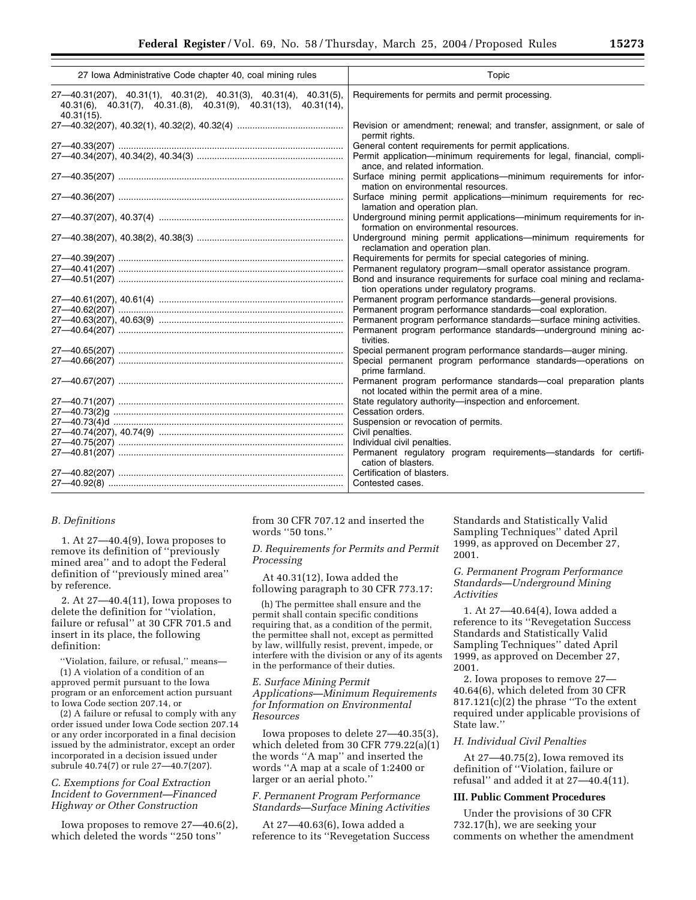| 27 Iowa Administrative Code chapter 40, coal mining rules | Topic |
| --- | --- |
| 27—40.31(207), 40.31(1), 40.31(2), 40.31(3), 40.31(4), 40.31(5), 40.31(6), 40.31(7), 40.31.(8), 40.31(9), 40.31(13), 40.31(14), 40.31(15). | Requirements for permits and permit processing. |
| 27—40.32(207), 40.32(1), 40.32(2), 40.32(4) | Revision or amendment; renewal; and transfer, assignment, or sale of permit rights. |
| 27—40.33(207) | General content requirements for permit applications. |
| 27—40.34(207), 40.34(2), 40.34(3) | Permit application—minimum requirements for legal, financial, compliance, and related information. |
| 27—40.35(207) | Surface mining permit applications—minimum requirements for information on environmental resources. |
| 27—40.36(207) | Surface mining permit applications—minimum requirements for reclamation and operation plan. |
| 27—40.37(207), 40.37(4) | Underground mining permit applications—minimum requirements for information on environmental resources. |
| 27—40.38(207), 40.38(2), 40.38(3) | Underground mining permit applications—minimum requirements for reclamation and operation plan. |
| 27—40.39(207) | Requirements for permits for special categories of mining. |
| 27—40.41(207) | Permanent regulatory program—small operator assistance program. |
| 27—40.51(207) | Bond and insurance requirements for surface coal mining and reclamation operations under regulatory programs. |
| 27—40.61(207), 40.61(4) | Permanent program performance standards—general provisions. |
| 27—40.62(207) | Permanent program performance standards—coal exploration. |
| 27—40.63(207), 40.63(9) | Permanent program performance standards—surface mining activities. |
| 27—40.64(207) | Permanent program performance standards—underground mining activities. |
| 27—40.65(207) | Special permanent program performance standards—auger mining. |
| 27—40.66(207) | Special permanent program performance standards—operations on prime farmland. |
| 27—40.67(207) | Permanent program performance standards—coal preparation plants not located within the permit area of a mine. |
| 27—40.71(207) | State regulatory authority—inspection and enforcement. |
| 27—40.73(2)g | Cessation orders. |
| 27—40.73(4)d | Suspension or revocation of permits. |
| 27—40.74(207), 40.74(9) | Civil penalties. |
| 27—40.75(207) | Individual civil penalties. |
| 27—40.81(207) | Permanent regulatory program requirements—standards for certification of blasters. |
| 27—40.82(207) | Certification of blasters. |
| 27—40.92(8) | Contested cases. |

### *B. Definitions*

1. At 27—40.4(9), Iowa proposes to remove its definition of "previously mined area" and to adopt the Federal definition of "previously mined area" by reference.

2. At 27—40.4(11), Iowa proposes to delete the definition for "violation, failure or refusal" at 30 CFR 701.5 and insert in its place, the following definition:

"Violation, failure, or refusal," means—
(1) A violation of a condition of an approved permit pursuant to the Iowa program or an enforcement action pursuant to Iowa Code section 207.14, or
(2) A failure or refusal to comply with any order issued under Iowa Code section 207.14 or any order incorporated in a final decision issued by the administrator, except an order incorporated in a decision issued under subrule 40.74(7) or rule 27—40.7(207).

### *C. Exemptions for Coal Extraction Incident to Government—Financed Highway or Other Construction*

Iowa proposes to remove 27—40.6(2), which deleted the words "250 tons" from 30 CFR 707.12 and inserted the words "50 tons."

### *D. Requirements for Permits and Permit Processing*

At 40.31(12), Iowa added the following paragraph to 30 CFR 773.17:

(h) The permittee shall ensure and the permit shall contain specific conditions requiring that, as a condition of the permit, the permittee shall not, except as permitted by law, willfully resist, prevent, impede, or interfere with the division or any of its agents in the performance of their duties.

### *E. Surface Mining Permit Applications—Minimum Requirements for Information on Environmental Resources*

Iowa proposes to delete 27—40.35(3), which deleted from 30 CFR 779.22(a)(1) the words "A map" and inserted the words "A map at a scale of 1:2400 or larger or an aerial photo."

### *F. Permanent Program Performance Standards—Surface Mining Activities*

At 27—40.63(6), Iowa added a reference to its "Revegetation Success Standards and Statistically Valid Sampling Techniques" dated April 1999, as approved on December 27, 2001.

### *G. Permanent Program Performance Standards—Underground Mining Activities*

1. At 27—40.64(4), Iowa added a reference to its "Revegetation Success Standards and Statistically Valid Sampling Techniques" dated April 1999, as approved on December 27, 2001.

2. Iowa proposes to remove 27—40.64(6), which deleted from 30 CFR 817.121(c)(2) the phrase "To the extent required under applicable provisions of State law."

### *H. Individual Civil Penalties*

At 27—40.75(2), Iowa removed its definition of "Violation, failure or refusal" and added it at 27—40.4(11).

## III. Public Comment Procedures

Under the provisions of 30 CFR 732.17(h), we are seeking your comments on whether the amendment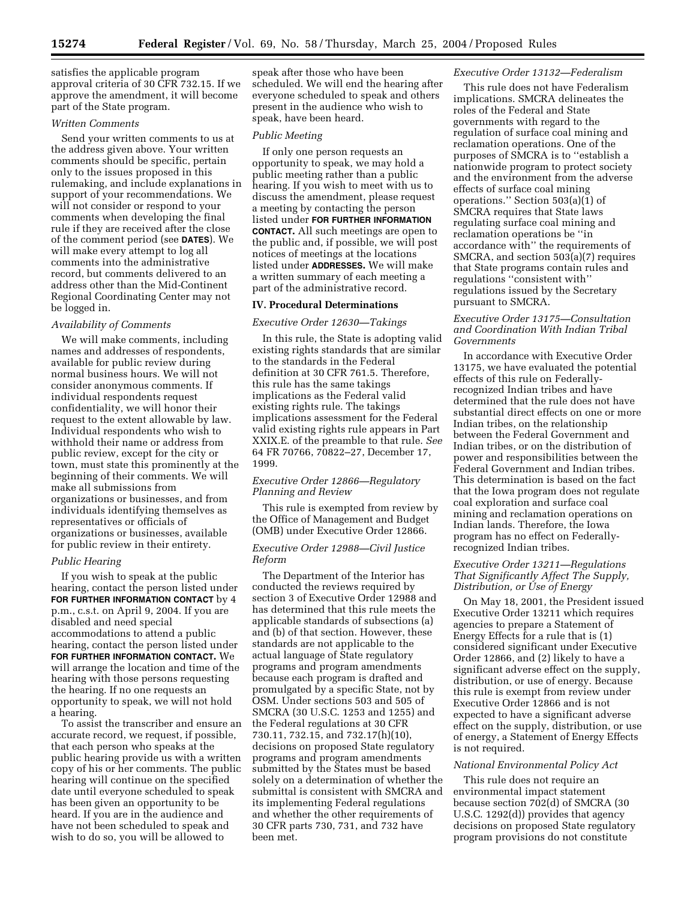satisfies the applicable program approval criteria of 30 CFR 732.15. If we approve the amendment, it will become part of the State program.

*Written Comments*

Send your written comments to us at the address given above. Your written comments should be specific, pertain only to the issues proposed in this rulemaking, and include explanations in support of your recommendations. We will not consider or respond to your comments when developing the final rule if they are received after the close of the comment period (see **DATES**). We will make every attempt to log all comments into the administrative record, but comments delivered to an address other than the Mid-Continent Regional Coordinating Center may not be logged in.

*Availability of Comments*

We will make comments, including names and addresses of respondents, available for public review during normal business hours. We will not consider anonymous comments. If individual respondents request confidentiality, we will honor their request to the extent allowable by law. Individual respondents who wish to withhold their name or address from public review, except for the city or town, must state this prominently at the beginning of their comments. We will make all submissions from organizations or businesses, and from individuals identifying themselves as representatives or officials of organizations or businesses, available for public review in their entirety.

*Public Hearing*

If you wish to speak at the public hearing, contact the person listed under **FOR FURTHER INFORMATION CONTACT** by 4 p.m., c.s.t. on April 9, 2004. If you are disabled and need special accommodations to attend a public hearing, contact the person listed under **FOR FURTHER INFORMATION CONTACT.** We will arrange the location and time of the hearing with those persons requesting the hearing. If no one requests an opportunity to speak, we will not hold a hearing.

To assist the transcriber and ensure an accurate record, we request, if possible, that each person who speaks at the public hearing provide us with a written copy of his or her comments. The public hearing will continue on the specified date until everyone scheduled to speak has been given an opportunity to be heard. If you are in the audience and have not been scheduled to speak and wish to do so, you will be allowed to speak after those who have been scheduled. We will end the hearing after everyone scheduled to speak and others present in the audience who wish to speak, have been heard.

*Public Meeting*

If only one person requests an opportunity to speak, we may hold a public meeting rather than a public hearing. If you wish to meet with us to discuss the amendment, please request a meeting by contacting the person listed under **FOR FURTHER INFORMATION CONTACT.** All such meetings are open to the public and, if possible, we will post notices of meetings at the locations listed under **ADDRESSES.** We will make a written summary of each meeting a part of the administrative record.

## IV. Procedural Determinations

*Executive Order 12630—Takings*

In this rule, the State is adopting valid existing rights standards that are similar to the standards in the Federal definition at 30 CFR 761.5. Therefore, this rule has the same takings implications as the Federal valid existing rights rule. The takings implications assessment for the Federal valid existing rights rule appears in Part XXIX.E. of the preamble to that rule. *See* 64 FR 70766, 70822–27, December 17, 1999.

*Executive Order 12866—Regulatory Planning and Review*

This rule is exempted from review by the Office of Management and Budget (OMB) under Executive Order 12866.

*Executive Order 12988—Civil Justice Reform*

The Department of the Interior has conducted the reviews required by section 3 of Executive Order 12988 and has determined that this rule meets the applicable standards of subsections (a) and (b) of that section. However, these standards are not applicable to the actual language of State regulatory programs and program amendments because each program is drafted and promulgated by a specific State, not by OSM. Under sections 503 and 505 of SMCRA (30 U.S.C. 1253 and 1255) and the Federal regulations at 30 CFR 730.11, 732.15, and 732.17(h)(10), decisions on proposed State regulatory programs and program amendments submitted by the States must be based solely on a determination of whether the submittal is consistent with SMCRA and its implementing Federal regulations and whether the other requirements of 30 CFR parts 730, 731, and 732 have been met.

*Executive Order 13132—Federalism*

This rule does not have Federalism implications. SMCRA delineates the roles of the Federal and State governments with regard to the regulation of surface coal mining and reclamation operations. One of the purposes of SMCRA is to "establish a nationwide program to protect society and the environment from the adverse effects of surface coal mining operations." Section 503(a)(1) of SMCRA requires that State laws regulating surface coal mining and reclamation operations be "in accordance with" the requirements of SMCRA, and section 503(a)(7) requires that State programs contain rules and regulations "consistent with" regulations issued by the Secretary pursuant to SMCRA.

*Executive Order 13175—Consultation and Coordination With Indian Tribal Governments*

In accordance with Executive Order 13175, we have evaluated the potential effects of this rule on Federally-recognized Indian tribes and have determined that the rule does not have substantial direct effects on one or more Indian tribes, on the relationship between the Federal Government and Indian tribes, or on the distribution of power and responsibilities between the Federal Government and Indian tribes. This determination is based on the fact that the Iowa program does not regulate coal exploration and surface coal mining and reclamation operations on Indian lands. Therefore, the Iowa program has no effect on Federally-recognized Indian tribes.

*Executive Order 13211—Regulations That Significantly Affect The Supply, Distribution, or Use of Energy*

On May 18, 2001, the President issued Executive Order 13211 which requires agencies to prepare a Statement of Energy Effects for a rule that is (1) considered significant under Executive Order 12866, and (2) likely to have a significant adverse effect on the supply, distribution, or use of energy. Because this rule is exempt from review under Executive Order 12866 and is not expected to have a significant adverse effect on the supply, distribution, or use of energy, a Statement of Energy Effects is not required.

*National Environmental Policy Act*

This rule does not require an environmental impact statement because section 702(d) of SMCRA (30 U.S.C. 1292(d)) provides that agency decisions on proposed State regulatory program provisions do not constitute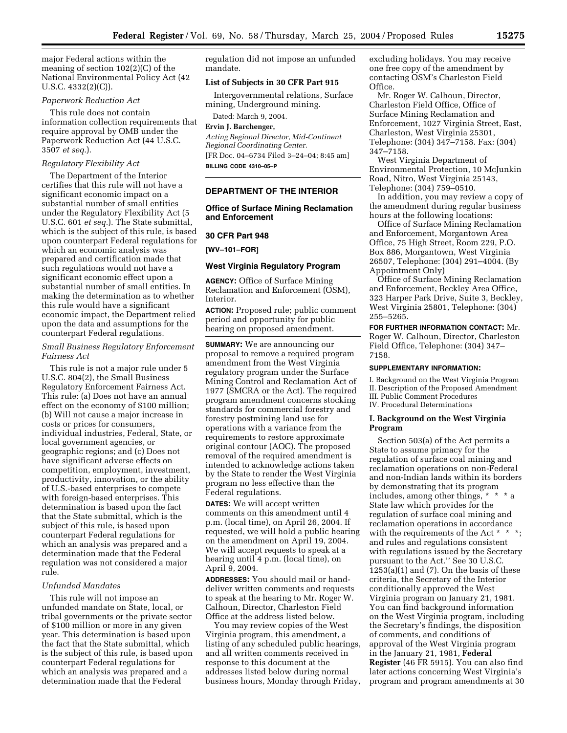major Federal actions within the meaning of section 102(2)(C) of the National Environmental Policy Act (42 U.S.C. 4332(2)(C)).

*Paperwork Reduction Act*

This rule does not contain information collection requirements that require approval by OMB under the Paperwork Reduction Act (44 U.S.C. 3507 *et seq.*).

*Regulatory Flexibility Act*

The Department of the Interior certifies that this rule will not have a significant economic impact on a substantial number of small entities under the Regulatory Flexibility Act (5 U.S.C. 601 *et seq.*). The State submittal, which is the subject of this rule, is based upon counterpart Federal regulations for which an economic analysis was prepared and certification made that such regulations would not have a significant economic effect upon a substantial number of small entities. In making the determination as to whether this rule would have a significant economic impact, the Department relied upon the data and assumptions for the counterpart Federal regulations.

*Small Business Regulatory Enforcement Fairness Act*

This rule is not a major rule under 5 U.S.C. 804(2), the Small Business Regulatory Enforcement Fairness Act. This rule: (a) Does not have an annual effect on the economy of $100 million; (b) Will not cause a major increase in costs or prices for consumers, individual industries, Federal, State, or local government agencies, or geographic regions; and (c) Does not have significant adverse effects on competition, employment, investment, productivity, innovation, or the ability of U.S.-based enterprises to compete with foreign-based enterprises. This determination is based upon the fact that the State submittal, which is the subject of this rule, is based upon counterpart Federal regulations for which an analysis was prepared and a determination made that the Federal regulation was not considered a major rule.

*Unfunded Mandates*

This rule will not impose an unfunded mandate on State, local, or tribal governments or the private sector of $100 million or more in any given year. This determination is based upon the fact that the State submittal, which is the subject of this rule, is based upon counterpart Federal regulations for which an analysis was prepared and a determination made that the Federal regulation did not impose an unfunded mandate.

**List of Subjects in 30 CFR Part 915**

Intergovernmental relations, Surface mining, Underground mining.

Dated: March 9, 2004.

**Ervin J. Barchenger,**

*Acting Regional Director, Mid-Continent Regional Coordinating Center.*

[FR Doc. 04–6734 Filed 3–24–04; 8:45 am]

**BILLING CODE 4310–05–P**

---

## DEPARTMENT OF THE INTERIOR

### Office of Surface Mining Reclamation and Enforcement

### 30 CFR Part 948

**[WV–101–FOR]**

### West Virginia Regulatory Program

**AGENCY:** Office of Surface Mining Reclamation and Enforcement (OSM), Interior.

**ACTION:** Proposed rule; public comment period and opportunity for public hearing on proposed amendment.

**SUMMARY:** We are announcing our proposal to remove a required program amendment from the West Virginia regulatory program under the Surface Mining Control and Reclamation Act of 1977 (SMCRA or the Act). The required program amendment concerns stocking standards for commercial forestry and forestry postmining land use for operations with a variance from the requirements to restore approximate original contour (AOC). The proposed removal of the required amendment is intended to acknowledge actions taken by the State to render the West Virginia program no less effective than the Federal regulations.

**DATES:** We will accept written comments on this amendment until 4 p.m. (local time), on April 26, 2004. If requested, we will hold a public hearing on the amendment on April 19, 2004. We will accept requests to speak at a hearing until 4 p.m. (local time), on April 9, 2004.

**ADDRESSES:** You should mail or hand-deliver written comments and requests to speak at the hearing to Mr. Roger W. Calhoun, Director, Charleston Field Office at the address listed below.

You may review copies of the West Virginia program, this amendment, a listing of any scheduled public hearings, and all written comments received in response to this document at the addresses listed below during normal business hours, Monday through Friday, excluding holidays. You may receive one free copy of the amendment by contacting OSM's Charleston Field Office.

Mr. Roger W. Calhoun, Director, Charleston Field Office, Office of Surface Mining Reclamation and Enforcement, 1027 Virginia Street, East, Charleston, West Virginia 25301, Telephone: (304) 347–7158. Fax: (304) 347–7158.

West Virginia Department of Environmental Protection, 10 McJunkin Road, Nitro, West Virginia 25143, Telephone: (304) 759–0510.

In addition, you may review a copy of the amendment during regular business hours at the following locations:

Office of Surface Mining Reclamation and Enforcement, Morgantown Area Office, 75 High Street, Room 229, P.O. Box 886, Morgantown, West Virginia 26507, Telephone: (304) 291–4004. (By Appointment Only)

Office of Surface Mining Reclamation and Enforcement, Beckley Area Office, 323 Harper Park Drive, Suite 3, Beckley, West Virginia 25801, Telephone: (304) 255–5265.

**FOR FURTHER INFORMATION CONTACT:** Mr. Roger W. Calhoun, Director, Charleston Field Office, Telephone: (304) 347–7158.

**SUPPLEMENTARY INFORMATION:**

I. Background on the West Virginia Program
II. Description of the Proposed Amendment
III. Public Comment Procedures
IV. Procedural Determinations

#### I. Background on the West Virginia Program

Section 503(a) of the Act permits a State to assume primacy for the regulation of surface coal mining and reclamation operations on non-Federal and non-Indian lands within its borders by demonstrating that its program includes, among other things, \* \* \* a State law which provides for the regulation of surface coal mining and reclamation operations in accordance with the requirements of the Act \* \* \*; and rules and regulations consistent with regulations issued by the Secretary pursuant to the Act.'' See 30 U.S.C. 1253(a)(1) and (7). On the basis of these criteria, the Secretary of the Interior conditionally approved the West Virginia program on January 21, 1981. You can find background information on the West Virginia program, including the Secretary's findings, the disposition of comments, and conditions of approval of the West Virginia program in the January 21, 1981, **Federal Register** (46 FR 5915). You can also find later actions concerning West Virginia's program and program amendments at 30